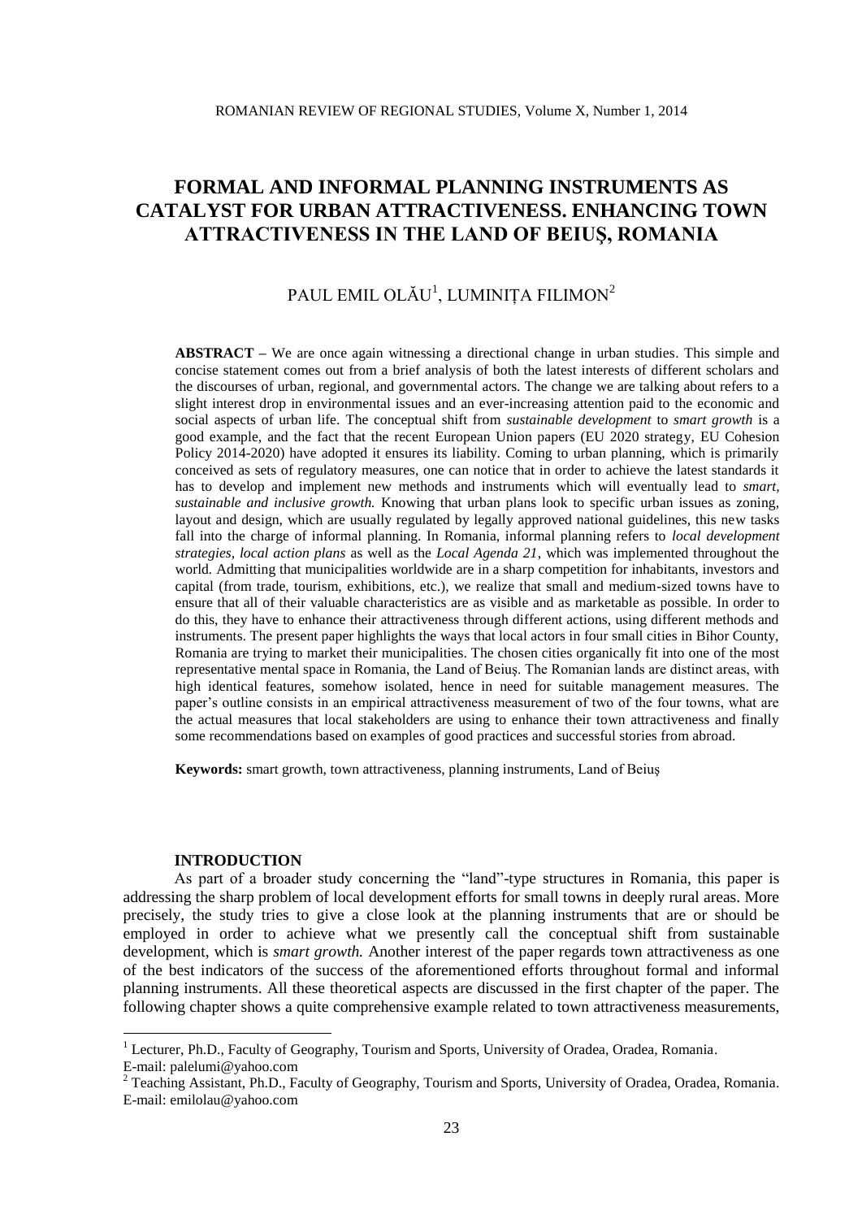# FORMAL AND INFORMAL PLANNING INSTRUMENTS AS CATALYST FOR URBAN ATTRACTIVENESS. ENHANCING TOWN ATTRACTIVENESS IN THE LAND OF BEIUŞ, ROMANIA

PAUL EMIL OLĂU[1], LUMINIȚA FILIMON[2]

**ABSTRACT –** We are once again witnessing a directional change in urban studies. This simple and concise statement comes out from a brief analysis of both the latest interests of different scholars and the discourses of urban, regional, and governmental actors. The change we are talking about refers to a slight interest drop in environmental issues and an ever-increasing attention paid to the economic and social aspects of urban life. The conceptual shift from *sustainable development* to *smart growth* is a good example, and the fact that the recent European Union papers (EU 2020 strategy, EU Cohesion Policy 2014-2020) have adopted it ensures its liability. Coming to urban planning, which is primarily conceived as sets of regulatory measures, one can notice that in order to achieve the latest standards it has to develop and implement new methods and instruments which will eventually lead to *smart, sustainable and inclusive growth.* Knowing that urban plans look to specific urban issues as zoning, layout and design, which are usually regulated by legally approved national guidelines, this new tasks fall into the charge of informal planning. In Romania, informal planning refers to *local development strategies, local action plans* as well as the *Local Agenda 21*, which was implemented throughout the world. Admitting that municipalities worldwide are in a sharp competition for inhabitants, investors and capital (from trade, tourism, exhibitions, etc.), we realize that small and medium-sized towns have to ensure that all of their valuable characteristics are as visible and as marketable as possible. In order to do this, they have to enhance their attractiveness through different actions, using different methods and instruments. The present paper highlights the ways that local actors in four small cities in Bihor County, Romania are trying to market their municipalities. The chosen cities organically fit into one of the most representative mental space in Romania, the Land of Beiuş. The Romanian lands are distinct areas, with high identical features, somehow isolated, hence in need for suitable management measures. The paper's outline consists in an empirical attractiveness measurement of two of the four towns, what are the actual measures that local stakeholders are using to enhance their town attractiveness and finally some recommendations based on examples of good practices and successful stories from abroad.

**Keywords:** smart growth, town attractiveness, planning instruments, Land of Beiuş

## INTRODUCTION

As part of a broader study concerning the "land"-type structures in Romania, this paper is addressing the sharp problem of local development efforts for small towns in deeply rural areas. More precisely, the study tries to give a close look at the planning instruments that are or should be employed in order to achieve what we presently call the conceptual shift from sustainable development, which is *smart growth.* Another interest of the paper regards town attractiveness as one of the best indicators of the success of the aforementioned efforts throughout formal and informal planning instruments. All these theoretical aspects are discussed in the first chapter of the paper. The following chapter shows a quite comprehensive example related to town attractiveness measurements,

---

[1] Lecturer, Ph.D., Faculty of Geography, Tourism and Sports, University of Oradea, Oradea, Romania. E-mail: palelumi@yahoo.com

[2] Teaching Assistant, Ph.D., Faculty of Geography, Tourism and Sports, University of Oradea, Oradea, Romania. E-mail: emilolau@yahoo.com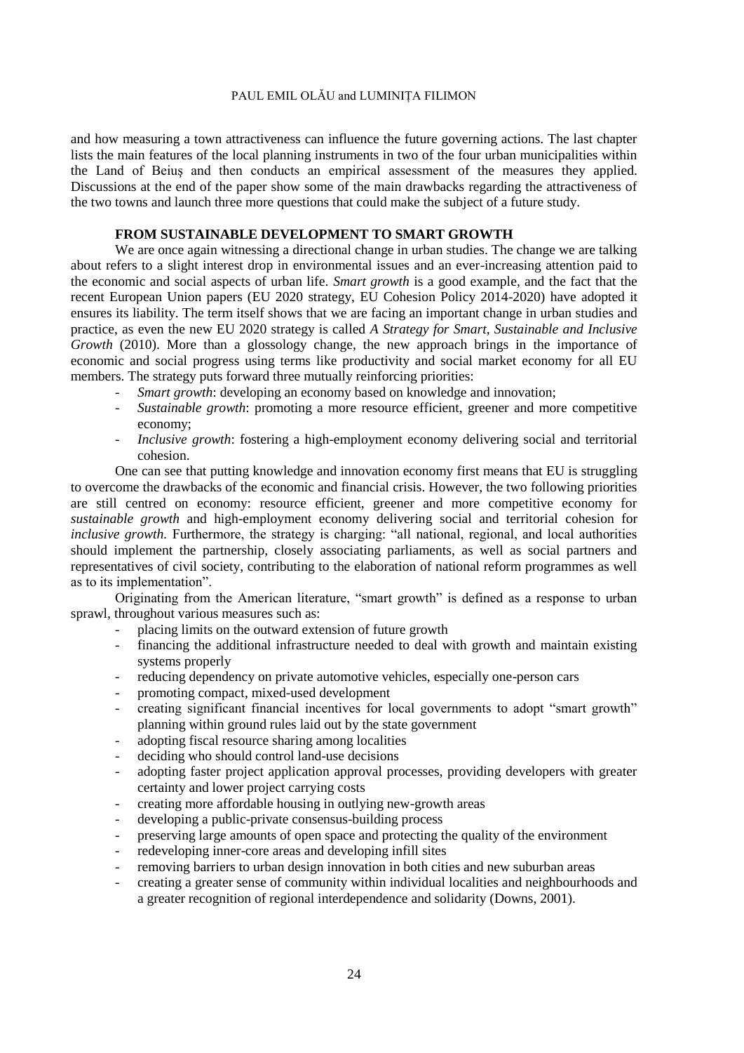and how measuring a town attractiveness can influence the future governing actions. The last chapter lists the main features of the local planning instruments in two of the four urban municipalities within the Land of Beiuș and then conducts an empirical assessment of the measures they applied. Discussions at the end of the paper show some of the main drawbacks regarding the attractiveness of the two towns and launch three more questions that could make the subject of a future study.

## FROM SUSTAINABLE DEVELOPMENT TO SMART GROWTH

We are once again witnessing a directional change in urban studies. The change we are talking about refers to a slight interest drop in environmental issues and an ever-increasing attention paid to the economic and social aspects of urban life. *Smart growth* is a good example, and the fact that the recent European Union papers (EU 2020 strategy, EU Cohesion Policy 2014-2020) have adopted it ensures its liability. The term itself shows that we are facing an important change in urban studies and practice, as even the new EU 2020 strategy is called *A Strategy for Smart, Sustainable and Inclusive Growth* (2010). More than a glossology change, the new approach brings in the importance of economic and social progress using terms like productivity and social market economy for all EU members. The strategy puts forward three mutually reinforcing priorities:

- *Smart growth*: developing an economy based on knowledge and innovation;
- *Sustainable growth*: promoting a more resource efficient, greener and more competitive economy;
- *Inclusive growth*: fostering a high-employment economy delivering social and territorial cohesion.

One can see that putting knowledge and innovation economy first means that EU is struggling to overcome the drawbacks of the economic and financial crisis. However, the two following priorities are still centred on economy: resource efficient, greener and more competitive economy for *sustainable growth* and high-employment economy delivering social and territorial cohesion for *inclusive growth*. Furthermore, the strategy is charging: "all national, regional, and local authorities should implement the partnership, closely associating parliaments, as well as social partners and representatives of civil society, contributing to the elaboration of national reform programmes as well as to its implementation".

Originating from the American literature, "smart growth" is defined as a response to urban sprawl, throughout various measures such as:

- placing limits on the outward extension of future growth
- financing the additional infrastructure needed to deal with growth and maintain existing systems properly
- reducing dependency on private automotive vehicles, especially one-person cars
- promoting compact, mixed-used development
- creating significant financial incentives for local governments to adopt "smart growth" planning within ground rules laid out by the state government
- adopting fiscal resource sharing among localities
- deciding who should control land-use decisions
- adopting faster project application approval processes, providing developers with greater certainty and lower project carrying costs
- creating more affordable housing in outlying new-growth areas
- developing a public-private consensus-building process
- preserving large amounts of open space and protecting the quality of the environment
- redeveloping inner-core areas and developing infill sites
- removing barriers to urban design innovation in both cities and new suburban areas
- creating a greater sense of community within individual localities and neighbourhoods and a greater recognition of regional interdependence and solidarity (Downs, 2001).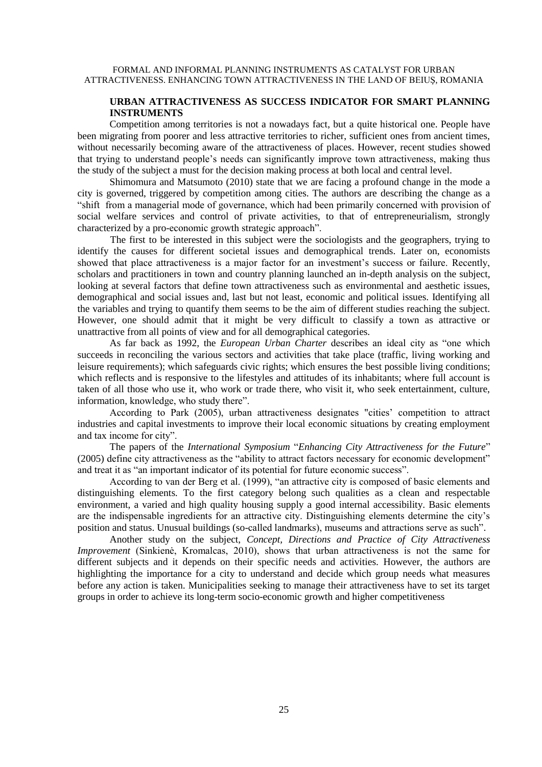## URBAN ATTRACTIVENESS AS SUCCESS INDICATOR FOR SMART PLANNING INSTRUMENTS

Competition among territories is not a nowadays fact, but a quite historical one. People have been migrating from poorer and less attractive territories to richer, sufficient ones from ancient times, without necessarily becoming aware of the attractiveness of places. However, recent studies showed that trying to understand people's needs can significantly improve town attractiveness, making thus the study of the subject a must for the decision making process at both local and central level.

Shimomura and Matsumoto (2010) state that we are facing a profound change in the mode a city is governed, triggered by competition among cities. The authors are describing the change as a "shift from a managerial mode of governance, which had been primarily concerned with provision of social welfare services and control of private activities, to that of entrepreneurialism, strongly characterized by a pro-economic growth strategic approach".

The first to be interested in this subject were the sociologists and the geographers, trying to identify the causes for different societal issues and demographical trends. Later on, economists showed that place attractiveness is a major factor for an investment's success or failure. Recently, scholars and practitioners in town and country planning launched an in-depth analysis on the subject, looking at several factors that define town attractiveness such as environmental and aesthetic issues, demographical and social issues and, last but not least, economic and political issues. Identifying all the variables and trying to quantify them seems to be the aim of different studies reaching the subject. However, one should admit that it might be very difficult to classify a town as attractive or unattractive from all points of view and for all demographical categories.

As far back as 1992, the *European Urban Charter* describes an ideal city as "one which succeeds in reconciling the various sectors and activities that take place (traffic, living working and leisure requirements); which safeguards civic rights; which ensures the best possible living conditions; which reflects and is responsive to the lifestyles and attitudes of its inhabitants; where full account is taken of all those who use it, who work or trade there, who visit it, who seek entertainment, culture, information, knowledge, who study there".

According to Park (2005), urban attractiveness designates "cities' competition to attract industries and capital investments to improve their local economic situations by creating employment and tax income for city".

The papers of the *International Symposium* "*Enhancing City Attractiveness for the Future*" (2005) define city attractiveness as the "ability to attract factors necessary for economic development" and treat it as "an important indicator of its potential for future economic success".

According to van der Berg et al. (1999), "an attractive city is composed of basic elements and distinguishing elements. To the first category belong such qualities as a clean and respectable environment, a varied and high quality housing supply a good internal accessibility. Basic elements are the indispensable ingredients for an attractive city. Distinguishing elements determine the city's position and status. Unusual buildings (so-called landmarks), museums and attractions serve as such".

Another study on the subject, *Concept, Directions and Practice of City Attractiveness Improvement* (Sinkienė, Kromalcas, 2010), shows that urban attractiveness is not the same for different subjects and it depends on their specific needs and activities. However, the authors are highlighting the importance for a city to understand and decide which group needs what measures before any action is taken. Municipalities seeking to manage their attractiveness have to set its target groups in order to achieve its long-term socio-economic growth and higher competitiveness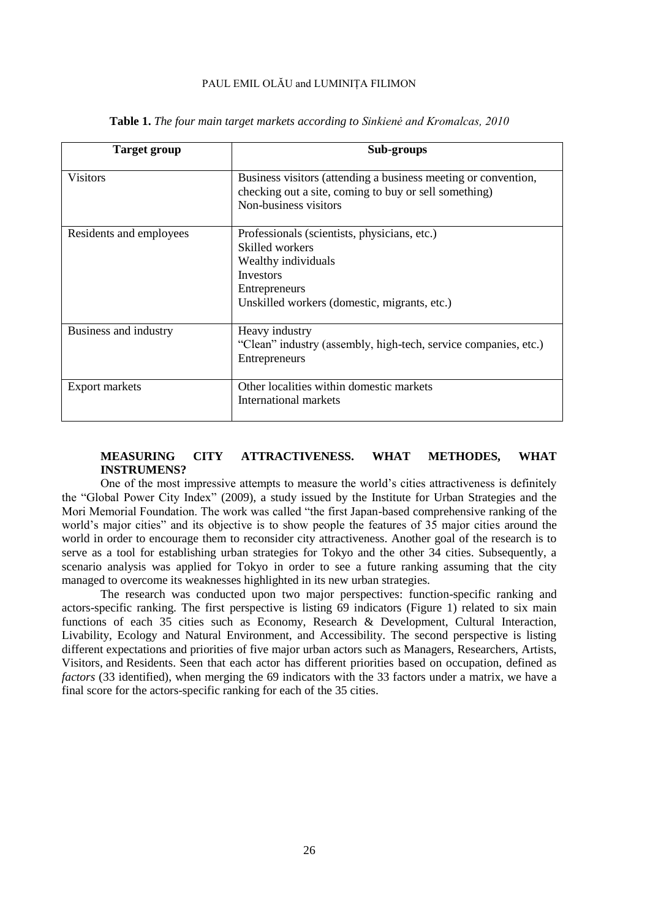**Table 1.** *The four main target markets according to Sinkienė and Kromalcas, 2010*

| Target group | Sub-groups |
|---|---|
| Visitors | Business visitors (attending a business meeting or convention, checking out a site, coming to buy or sell something)<br>Non-business visitors |
| Residents and employees | Professionals (scientists, physicians, etc.)<br>Skilled workers<br>Wealthy individuals<br>Investors<br>Entrepreneurs<br>Unskilled workers (domestic, migrants, etc.) |
| Business and industry | Heavy industry<br>"Clean" industry (assembly, high-tech, service companies, etc.)<br>Entrepreneurs |
| Export markets | Other localities within domestic markets<br>International markets |

## MEASURING CITY ATTRACTIVENESS. WHAT METHODES, WHAT INSTRUMENS?

One of the most impressive attempts to measure the world's cities attractiveness is definitely the "Global Power City Index" (2009), a study issued by the Institute for Urban Strategies and the Mori Memorial Foundation. The work was called "the first Japan-based comprehensive ranking of the world's major cities" and its objective is to show people the features of 35 major cities around the world in order to encourage them to reconsider city attractiveness. Another goal of the research is to serve as a tool for establishing urban strategies for Tokyo and the other 34 cities. Subsequently, a scenario analysis was applied for Tokyo in order to see a future ranking assuming that the city managed to overcome its weaknesses highlighted in its new urban strategies.

The research was conducted upon two major perspectives: function-specific ranking and actors-specific ranking. The first perspective is listing 69 indicators (Figure 1) related to six main functions of each 35 cities such as Economy, Research & Development, Cultural Interaction, Livability, Ecology and Natural Environment, and Accessibility. The second perspective is listing different expectations and priorities of five major urban actors such as Managers, Researchers, Artists, Visitors, and Residents. Seen that each actor has different priorities based on occupation, defined as *factors* (33 identified), when merging the 69 indicators with the 33 factors under a matrix, we have a final score for the actors-specific ranking for each of the 35 cities.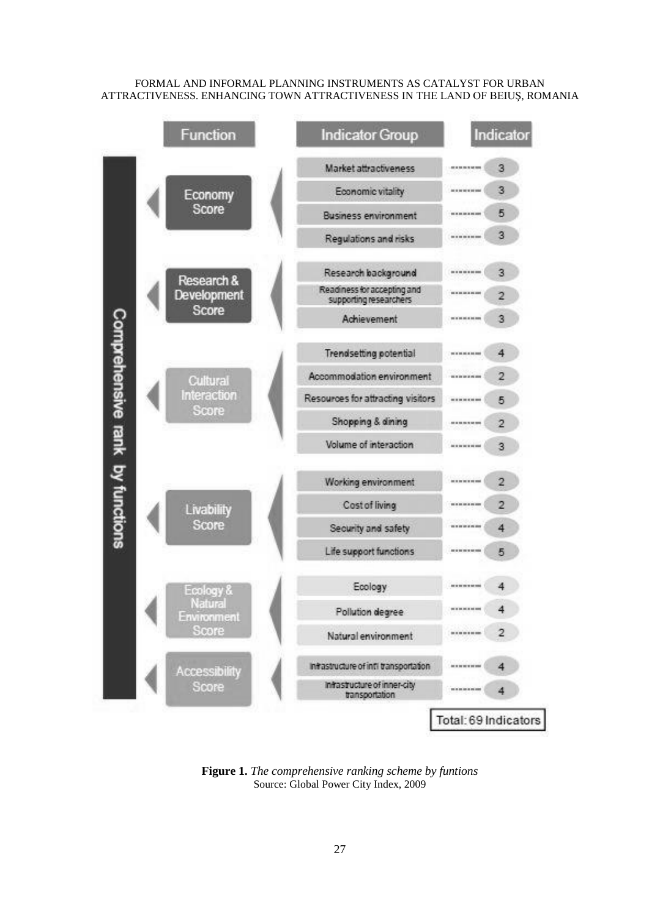| Function | Indicator Group | Indicator |
|---|---|---|
| Economy Score | Market attractiveness | 3 |
| | Economic vitality | 3 |
| | Business environment | 5 |
| | Regulations and risks | 3 |
| Research & Development Score | Research background | 3 |
| | Readiness for accepting and supporting researchers | 2 |
| | Achievement | 3 |
| Cultural Interaction Score | Trendsetting potential | 4 |
| | Accommodation environment | 2 |
| | Resources for attracting visitors | 5 |
| | Shopping & dining | 2 |
| | Volume of interaction | 3 |
| Livability Score | Working environment | 2 |
| | Cost of living | 2 |
| | Security and safety | 4 |
| | Life support functions | 5 |
| Ecology & Natural Environment Score | Ecology | 4 |
| | Pollution degree | 4 |
| | Natural environment | 2 |
| Accessibility Score | Infrastructure of int'l transportation | 4 |
| | Infrastructure of inner-city transportation | 4 |

Comprehensive rank by functions

Total: 69 Indicators

**Figure 1.** *The comprehensive ranking scheme by funtions*
Source: Global Power City Index, 2009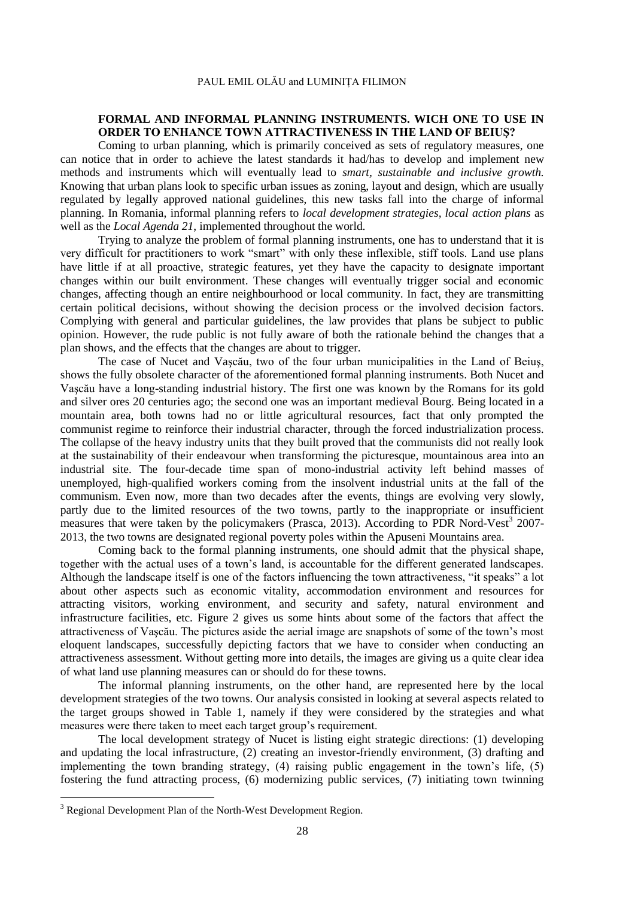## FORMAL AND INFORMAL PLANNING INSTRUMENTS. WICH ONE TO USE IN ORDER TO ENHANCE TOWN ATTRACTIVENESS IN THE LAND OF BEIUŞ?

Coming to urban planning, which is primarily conceived as sets of regulatory measures, one can notice that in order to achieve the latest standards it had/has to develop and implement new methods and instruments which will eventually lead to *smart, sustainable and inclusive growth.* Knowing that urban plans look to specific urban issues as zoning, layout and design, which are usually regulated by legally approved national guidelines, this new tasks fall into the charge of informal planning. In Romania, informal planning refers to *local development strategies*, *local action plans* as well as the *Local Agenda 21*, implemented throughout the world.

Trying to analyze the problem of formal planning instruments, one has to understand that it is very difficult for practitioners to work "smart" with only these inflexible, stiff tools. Land use plans have little if at all proactive, strategic features, yet they have the capacity to designate important changes within our built environment. These changes will eventually trigger social and economic changes, affecting though an entire neighbourhood or local community. In fact, they are transmitting certain political decisions, without showing the decision process or the involved decision factors. Complying with general and particular guidelines, the law provides that plans be subject to public opinion. However, the rude public is not fully aware of both the rationale behind the changes that a plan shows, and the effects that the changes are about to trigger.

The case of Nucet and Vaşcău, two of the four urban municipalities in the Land of Beiuș, shows the fully obsolete character of the aforementioned formal planning instruments. Both Nucet and Vaşcău have a long-standing industrial history. The first one was known by the Romans for its gold and silver ores 20 centuries ago; the second one was an important medieval Bourg. Being located in a mountain area, both towns had no or little agricultural resources, fact that only prompted the communist regime to reinforce their industrial character, through the forced industrialization process. The collapse of the heavy industry units that they built proved that the communists did not really look at the sustainability of their endeavour when transforming the picturesque, mountainous area into an industrial site. The four-decade time span of mono-industrial activity left behind masses of unemployed, high-qualified workers coming from the insolvent industrial units at the fall of the communism. Even now, more than two decades after the events, things are evolving very slowly, partly due to the limited resources of the two towns, partly to the inappropriate or insufficient measures that were taken by the policymakers (Prasca, 2013). According to PDR Nord-Vest[3] 2007-2013, the two towns are designated regional poverty poles within the Apuseni Mountains area.

Coming back to the formal planning instruments, one should admit that the physical shape, together with the actual uses of a town's land, is accountable for the different generated landscapes. Although the landscape itself is one of the factors influencing the town attractiveness, "it speaks" a lot about other aspects such as economic vitality, accommodation environment and resources for attracting visitors, working environment, and security and safety, natural environment and infrastructure facilities, etc. Figure 2 gives us some hints about some of the factors that affect the attractiveness of Vaşcău. The pictures aside the aerial image are snapshots of some of the town's most eloquent landscapes, successfully depicting factors that we have to consider when conducting an attractiveness assessment. Without getting more into details, the images are giving us a quite clear idea of what land use planning measures can or should do for these towns.

The informal planning instruments, on the other hand, are represented here by the local development strategies of the two towns. Our analysis consisted in looking at several aspects related to the target groups showed in Table 1, namely if they were considered by the strategies and what measures were there taken to meet each target group's requirement.

The local development strategy of Nucet is listing eight strategic directions: (1) developing and updating the local infrastructure, (2) creating an investor-friendly environment, (3) drafting and implementing the town branding strategy, (4) raising public engagement in the town's life, (5) fostering the fund attracting process, (6) modernizing public services, (7) initiating town twinning

---

[3] Regional Development Plan of the North-West Development Region.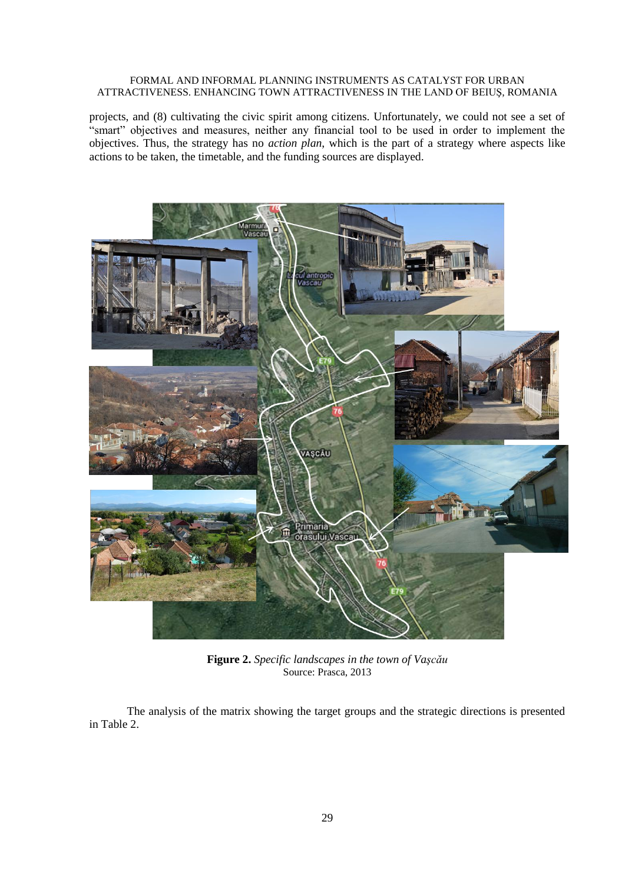projects, and (8) cultivating the civic spirit among citizens. Unfortunately, we could not see a set of "smart" objectives and measures, neither any financial tool to be used in order to implement the objectives. Thus, the strategy has no *action plan*, which is the part of a strategy where aspects like actions to be taken, the timetable, and the funding sources are displayed.

**Figure 2.** *Specific landscapes in the town of Vaşcău*
Source: Prasca, 2013

The analysis of the matrix showing the target groups and the strategic directions is presented in Table 2.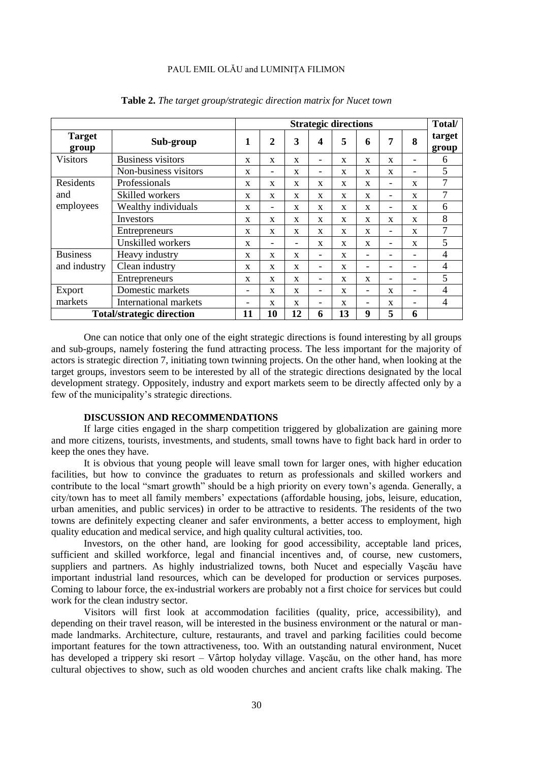**Table 2.** *The target group/strategic direction matrix for Nucet town*

| | | Strategic directions | | | | | | | | Total/ |
|---|---|---|---|---|---|---|---|---|---|---|
| **Target group** | **Sub-group** | **1** | **2** | **3** | **4** | **5** | **6** | **7** | **8** | **target group** |
| Visitors | Business visitors | x | x | x | - | x | x | x | - | 6 |
| | Non-business visitors | x | - | x | - | x | x | x | - | 5 |
| Residents and employees | Professionals | x | x | x | x | x | x | - | x | 7 |
| | Skilled workers | x | x | x | x | x | x | - | x | 7 |
| | Wealthy individuals | x | - | x | x | x | x | - | x | 6 |
| | Investors | x | x | x | x | x | x | x | x | 8 |
| | Entrepreneurs | x | x | x | x | x | x | - | x | 7 |
| | Unskilled workers | x | - | - | x | x | x | - | x | 5 |
| Business and industry | Heavy industry | x | x | x | - | x | - | - | - | 4 |
| | Clean industry | x | x | x | - | x | - | - | - | 4 |
| | Entrepreneurs | x | x | x | - | x | x | - | - | 5 |
| Export markets | Domestic markets | - | x | x | - | x | - | x | - | 4 |
| | International markets | - | x | x | - | x | - | x | - | 4 |
| **Total/strategic direction** | | **11** | **10** | **12** | **6** | **13** | **9** | **5** | **6** | |

One can notice that only one of the eight strategic directions is found interesting by all groups and sub-groups, namely fostering the fund attracting process. The less important for the majority of actors is strategic direction 7, initiating town twinning projects. On the other hand, when looking at the target groups, investors seem to be interested by all of the strategic directions designated by the local development strategy. Oppositely, industry and export markets seem to be directly affected only by a few of the municipality's strategic directions.

### DISCUSSION AND RECOMMENDATIONS

If large cities engaged in the sharp competition triggered by globalization are gaining more and more citizens, tourists, investments, and students, small towns have to fight back hard in order to keep the ones they have.

It is obvious that young people will leave small town for larger ones, with higher education facilities, but how to convince the graduates to return as professionals and skilled workers and contribute to the local "smart growth" should be a high priority on every town's agenda. Generally, a city/town has to meet all family members' expectations (affordable housing, jobs, leisure, education, urban amenities, and public services) in order to be attractive to residents. The residents of the two towns are definitely expecting cleaner and safer environments, a better access to employment, high quality education and medical service, and high quality cultural activities, too.

Investors, on the other hand, are looking for good accessibility, acceptable land prices, sufficient and skilled workforce, legal and financial incentives and, of course, new customers, suppliers and partners. As highly industrialized towns, both Nucet and especially Vașcău have important industrial land resources, which can be developed for production or services purposes. Coming to labour force, the ex-industrial workers are probably not a first choice for services but could work for the clean industry sector.

Visitors will first look at accommodation facilities (quality, price, accessibility), and depending on their travel reason, will be interested in the business environment or the natural or man-made landmarks. Architecture, culture, restaurants, and travel and parking facilities could become important features for the town attractiveness, too. With an outstanding natural environment, Nucet has developed a trippery ski resort – Vârtop holyday village. Vașcău, on the other hand, has more cultural objectives to show, such as old wooden churches and ancient crafts like chalk making. The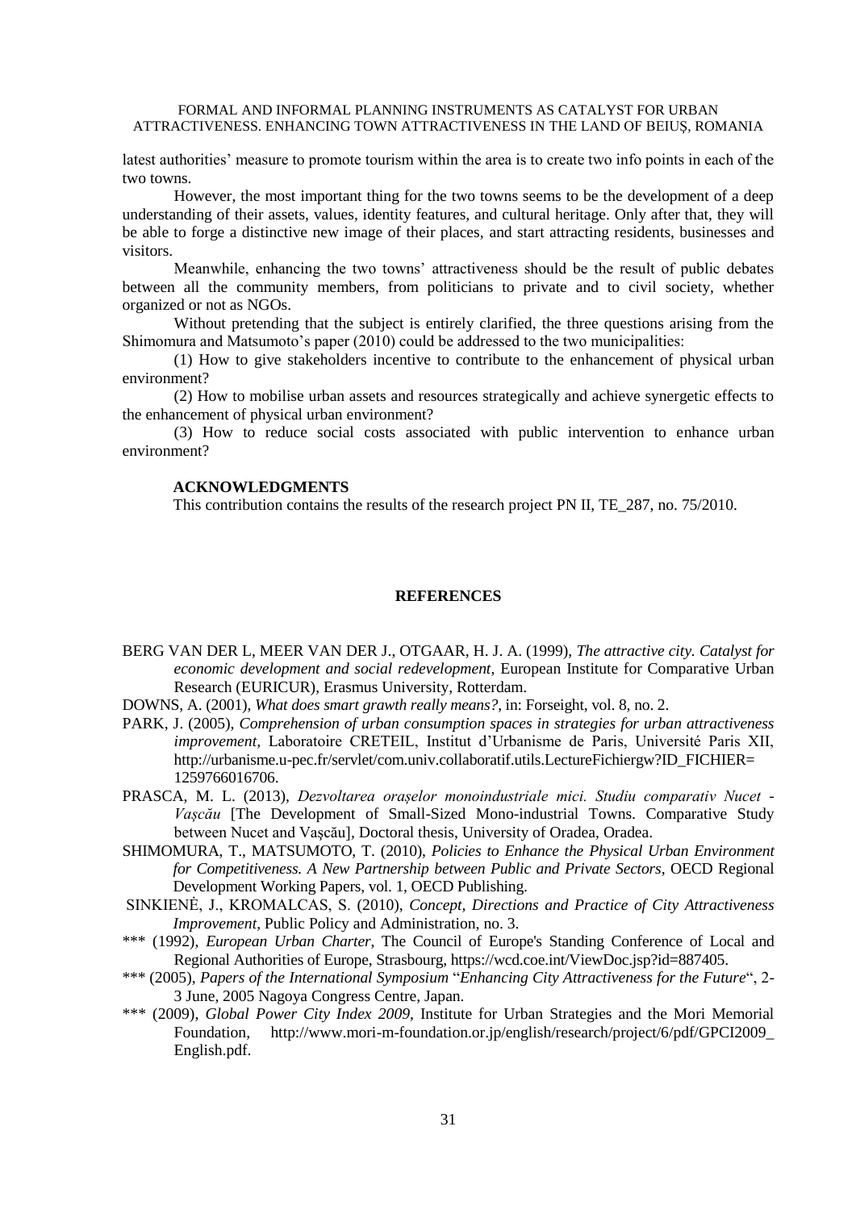latest authorities' measure to promote tourism within the area is to create two info points in each of the two towns.

However, the most important thing for the two towns seems to be the development of a deep understanding of their assets, values, identity features, and cultural heritage. Only after that, they will be able to forge a distinctive new image of their places, and start attracting residents, businesses and visitors.

Meanwhile, enhancing the two towns' attractiveness should be the result of public debates between all the community members, from politicians to private and to civil society, whether organized or not as NGOs.

Without pretending that the subject is entirely clarified, the three questions arising from the Shimomura and Matsumoto's paper (2010) could be addressed to the two municipalities:

(1) How to give stakeholders incentive to contribute to the enhancement of physical urban environment?

(2) How to mobilise urban assets and resources strategically and achieve synergetic effects to the enhancement of physical urban environment?

(3) How to reduce social costs associated with public intervention to enhance urban environment?

**ACKNOWLEDGMENTS**

This contribution contains the results of the research project PN II, TE_287, no. 75/2010.

## REFERENCES

BERG VAN DER L, MEER VAN DER J., OTGAAR, H. J. A. (1999), *The attractive city. Catalyst for economic development and social redevelopment*, European Institute for Comparative Urban Research (EURICUR), Erasmus University, Rotterdam.

DOWNS, A. (2001), *What does smart grawth really means?*, in: Forseight, vol. 8, no. 2.

PARK, J. (2005), *Comprehension of urban consumption spaces in strategies for urban attractiveness improvement*, Laboratoire CRETEIL, Institut d'Urbanisme de Paris, Université Paris XII, http://urbanisme.u-pec.fr/servlet/com.univ.collaboratif.utils.LectureFichiergw?ID_FICHIER=1259766016706.

PRASCA, M. L. (2013), *Dezvoltarea orașelor monoindustriale mici. Studiu comparativ Nucet - Vașcău* [The Development of Small-Sized Mono-industrial Towns. Comparative Study between Nucet and Vaşcău], Doctoral thesis, University of Oradea, Oradea.

SHIMOMURA, T., MATSUMOTO, T. (2010), *Policies to Enhance the Physical Urban Environment for Competitiveness. A New Partnership between Public and Private Sectors*, OECD Regional Development Working Papers, vol. 1, OECD Publishing.

SINKIENĖ, J., KROMALCAS, S. (2010), *Concept, Directions and Practice of City Attractiveness Improvement*, Public Policy and Administration, no. 3.

*** (1992), *European Urban Charter*, The Council of Europe's Standing Conference of Local and Regional Authorities of Europe, Strasbourg, https://wcd.coe.int/ViewDoc.jsp?id=887405.

*** (2005), *Papers of the International Symposium* "*Enhancing City Attractiveness for the Future*", 2-3 June, 2005 Nagoya Congress Centre, Japan.

*** (2009), *Global Power City Index 2009*, Institute for Urban Strategies and the Mori Memorial Foundation, http://www.mori-m-foundation.or.jp/english/research/project/6/pdf/GPCI2009_English.pdf.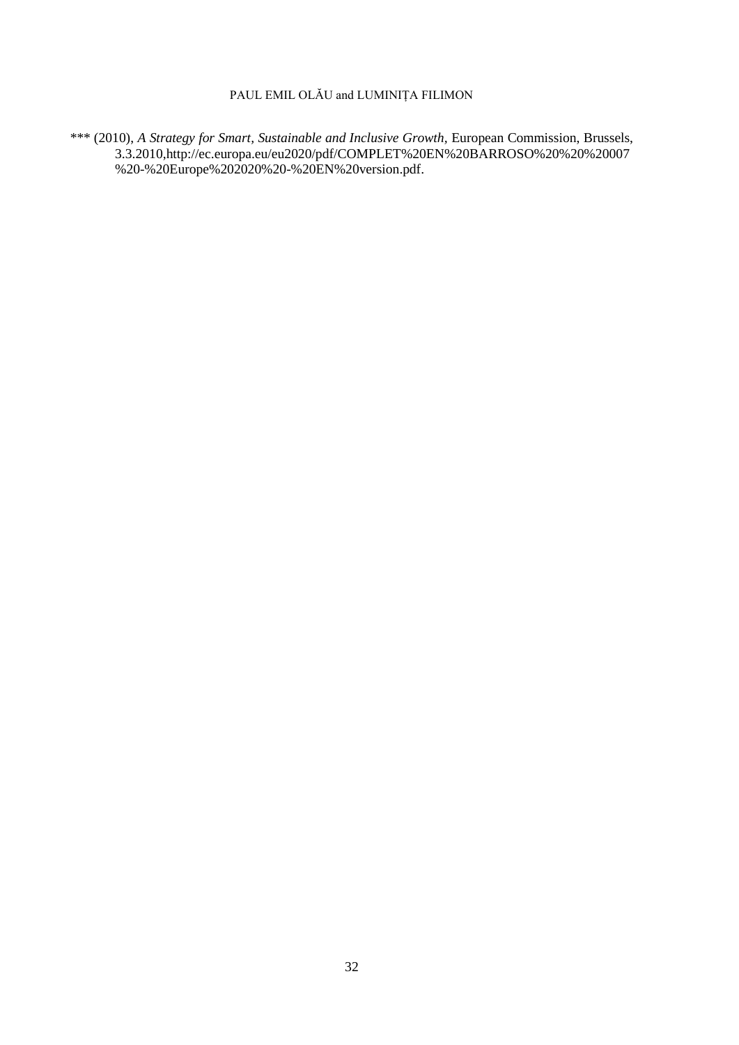*** (2010), *A Strategy for Smart, Sustainable and Inclusive Growth*, European Commission, Brussels, 3.3.2010,http://ec.europa.eu/eu2020/pdf/COMPLET%20EN%20BARROSO%20%20%20007 %20-%20Europe%202020%20-%20EN%20version.pdf.